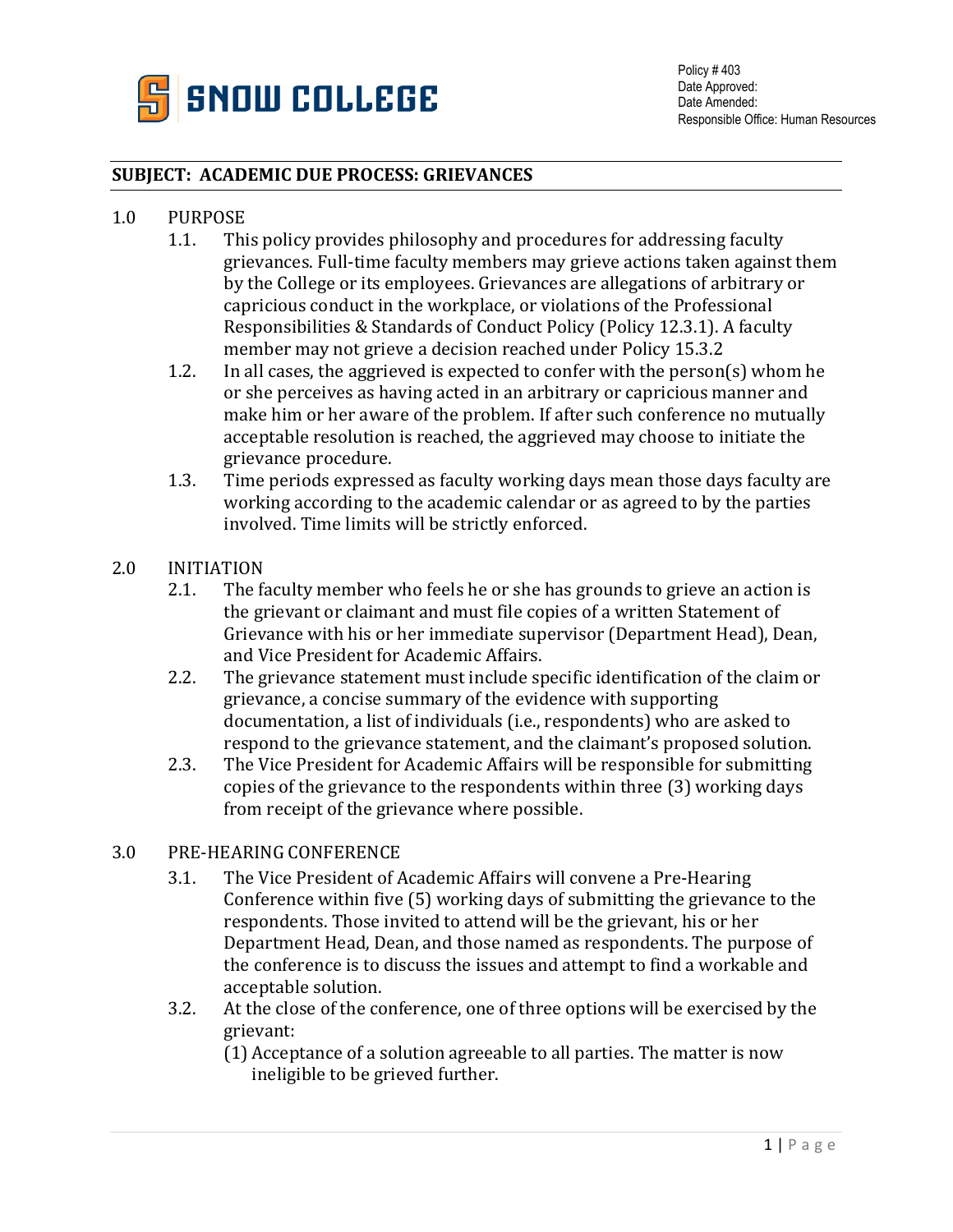**SNOW COLLEGE**

Policy # 403
Date Approved:
Date Amended:
Responsible Office: Human Resources

## SUBJECT: ACADEMIC DUE PROCESS: GRIEVANCES

### 1.0 PURPOSE

1.1. This policy provides philosophy and procedures for addressing faculty grievances. Full-time faculty members may grieve actions taken against them by the College or its employees. Grievances are allegations of arbitrary or capricious conduct in the workplace, or violations of the Professional Responsibilities & Standards of Conduct Policy (Policy 12.3.1). A faculty member may not grieve a decision reached under Policy 15.3.2

1.2. In all cases, the aggrieved is expected to confer with the person(s) whom he or she perceives as having acted in an arbitrary or capricious manner and make him or her aware of the problem. If after such conference no mutually acceptable resolution is reached, the aggrieved may choose to initiate the grievance procedure.

1.3. Time periods expressed as faculty working days mean those days faculty are working according to the academic calendar or as agreed to by the parties involved. Time limits will be strictly enforced.

### 2.0 INITIATION

2.1. The faculty member who feels he or she has grounds to grieve an action is the grievant or claimant and must file copies of a written Statement of Grievance with his or her immediate supervisor (Department Head), Dean, and Vice President for Academic Affairs.

2.2. The grievance statement must include specific identification of the claim or grievance, a concise summary of the evidence with supporting documentation, a list of individuals (i.e., respondents) who are asked to respond to the grievance statement, and the claimant's proposed solution.

2.3. The Vice President for Academic Affairs will be responsible for submitting copies of the grievance to the respondents within three (3) working days from receipt of the grievance where possible.

### 3.0 PRE-HEARING CONFERENCE

3.1. The Vice President of Academic Affairs will convene a Pre-Hearing Conference within five (5) working days of submitting the grievance to the respondents. Those invited to attend will be the grievant, his or her Department Head, Dean, and those named as respondents. The purpose of the conference is to discuss the issues and attempt to find a workable and acceptable solution.

3.2. At the close of the conference, one of three options will be exercised by the grievant:

(1) Acceptance of a solution agreeable to all parties. The matter is now ineligible to be grieved further.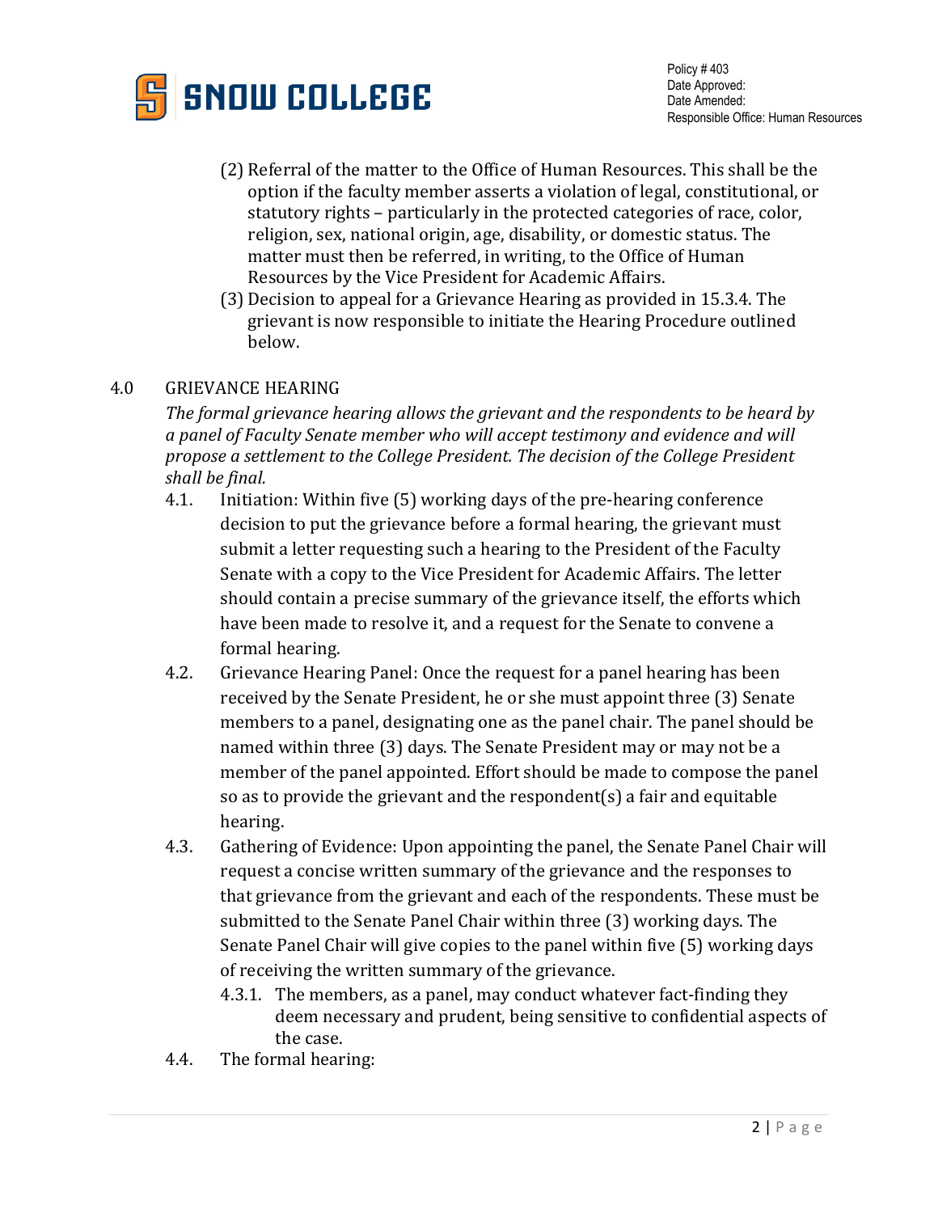(2) Referral of the matter to the Office of Human Resources. This shall be the option if the faculty member asserts a violation of legal, constitutional, or statutory rights – particularly in the protected categories of race, color, religion, sex, national origin, age, disability, or domestic status. The matter must then be referred, in writing, to the Office of Human Resources by the Vice President for Academic Affairs.

(3) Decision to appeal for a Grievance Hearing as provided in 15.3.4. The grievant is now responsible to initiate the Hearing Procedure outlined below.

## 4.0 GRIEVANCE HEARING

*The formal grievance hearing allows the grievant and the respondents to be heard by a panel of Faculty Senate member who will accept testimony and evidence and will propose a settlement to the College President. The decision of the College President shall be final.*

4.1. Initiation: Within five (5) working days of the pre-hearing conference decision to put the grievance before a formal hearing, the grievant must submit a letter requesting such a hearing to the President of the Faculty Senate with a copy to the Vice President for Academic Affairs. The letter should contain a precise summary of the grievance itself, the efforts which have been made to resolve it, and a request for the Senate to convene a formal hearing.

4.2. Grievance Hearing Panel: Once the request for a panel hearing has been received by the Senate President, he or she must appoint three (3) Senate members to a panel, designating one as the panel chair. The panel should be named within three (3) days. The Senate President may or may not be a member of the panel appointed. Effort should be made to compose the panel so as to provide the grievant and the respondent(s) a fair and equitable hearing.

4.3. Gathering of Evidence: Upon appointing the panel, the Senate Panel Chair will request a concise written summary of the grievance and the responses to that grievance from the grievant and each of the respondents. These must be submitted to the Senate Panel Chair within three (3) working days. The Senate Panel Chair will give copies to the panel within five (5) working days of receiving the written summary of the grievance.

4.3.1. The members, as a panel, may conduct whatever fact-finding they deem necessary and prudent, being sensitive to confidential aspects of the case.

4.4. The formal hearing: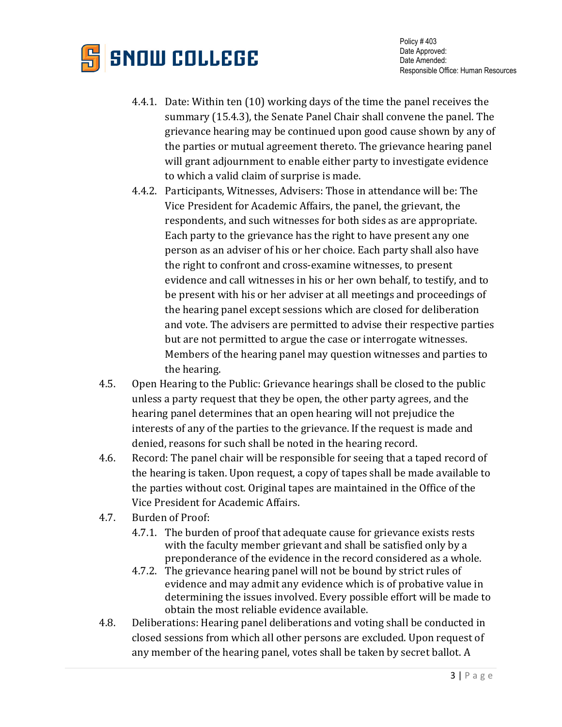- 4.4.1. Date: Within ten (10) working days of the time the panel receives the summary (15.4.3), the Senate Panel Chair shall convene the panel. The grievance hearing may be continued upon good cause shown by any of the parties or mutual agreement thereto. The grievance hearing panel will grant adjournment to enable either party to investigate evidence to which a valid claim of surprise is made.
- 4.4.2. Participants, Witnesses, Advisers: Those in attendance will be: The Vice President for Academic Affairs, the panel, the grievant, the respondents, and such witnesses for both sides as are appropriate. Each party to the grievance has the right to have present any one person as an adviser of his or her choice. Each party shall also have the right to confront and cross-examine witnesses, to present evidence and call witnesses in his or her own behalf, to testify, and to be present with his or her adviser at all meetings and proceedings of the hearing panel except sessions which are closed for deliberation and vote. The advisers are permitted to advise their respective parties but are not permitted to argue the case or interrogate witnesses. Members of the hearing panel may question witnesses and parties to the hearing.

4.5. Open Hearing to the Public: Grievance hearings shall be closed to the public unless a party request that they be open, the other party agrees, and the hearing panel determines that an open hearing will not prejudice the interests of any of the parties to the grievance. If the request is made and denied, reasons for such shall be noted in the hearing record.

4.6. Record: The panel chair will be responsible for seeing that a taped record of the hearing is taken. Upon request, a copy of tapes shall be made available to the parties without cost. Original tapes are maintained in the Office of the Vice President for Academic Affairs.

4.7. Burden of Proof:

- 4.7.1. The burden of proof that adequate cause for grievance exists rests with the faculty member grievant and shall be satisfied only by a preponderance of the evidence in the record considered as a whole.
- 4.7.2. The grievance hearing panel will not be bound by strict rules of evidence and may admit any evidence which is of probative value in determining the issues involved. Every possible effort will be made to obtain the most reliable evidence available.

4.8. Deliberations: Hearing panel deliberations and voting shall be conducted in closed sessions from which all other persons are excluded. Upon request of any member of the hearing panel, votes shall be taken by secret ballot. A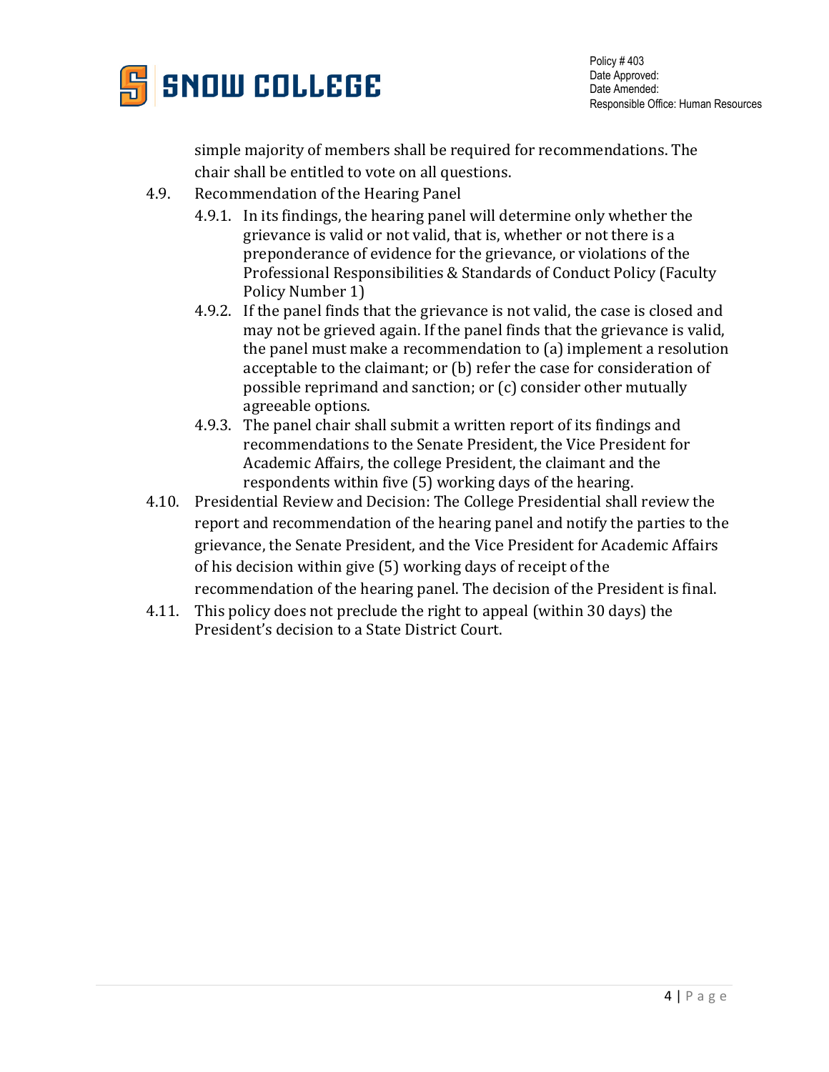simple majority of members shall be required for recommendations. The chair shall be entitled to vote on all questions.

4.9. Recommendation of the Hearing Panel

4.9.1. In its findings, the hearing panel will determine only whether the grievance is valid or not valid, that is, whether or not there is a preponderance of evidence for the grievance, or violations of the Professional Responsibilities & Standards of Conduct Policy (Faculty Policy Number 1)

4.9.2. If the panel finds that the grievance is not valid, the case is closed and may not be grieved again. If the panel finds that the grievance is valid, the panel must make a recommendation to (a) implement a resolution acceptable to the claimant; or (b) refer the case for consideration of possible reprimand and sanction; or (c) consider other mutually agreeable options.

4.9.3. The panel chair shall submit a written report of its findings and recommendations to the Senate President, the Vice President for Academic Affairs, the college President, the claimant and the respondents within five (5) working days of the hearing.

4.10. Presidential Review and Decision: The College Presidential shall review the report and recommendation of the hearing panel and notify the parties to the grievance, the Senate President, and the Vice President for Academic Affairs of his decision within give (5) working days of receipt of the recommendation of the hearing panel. The decision of the President is final.

4.11. This policy does not preclude the right to appeal (within 30 days) the President's decision to a State District Court.